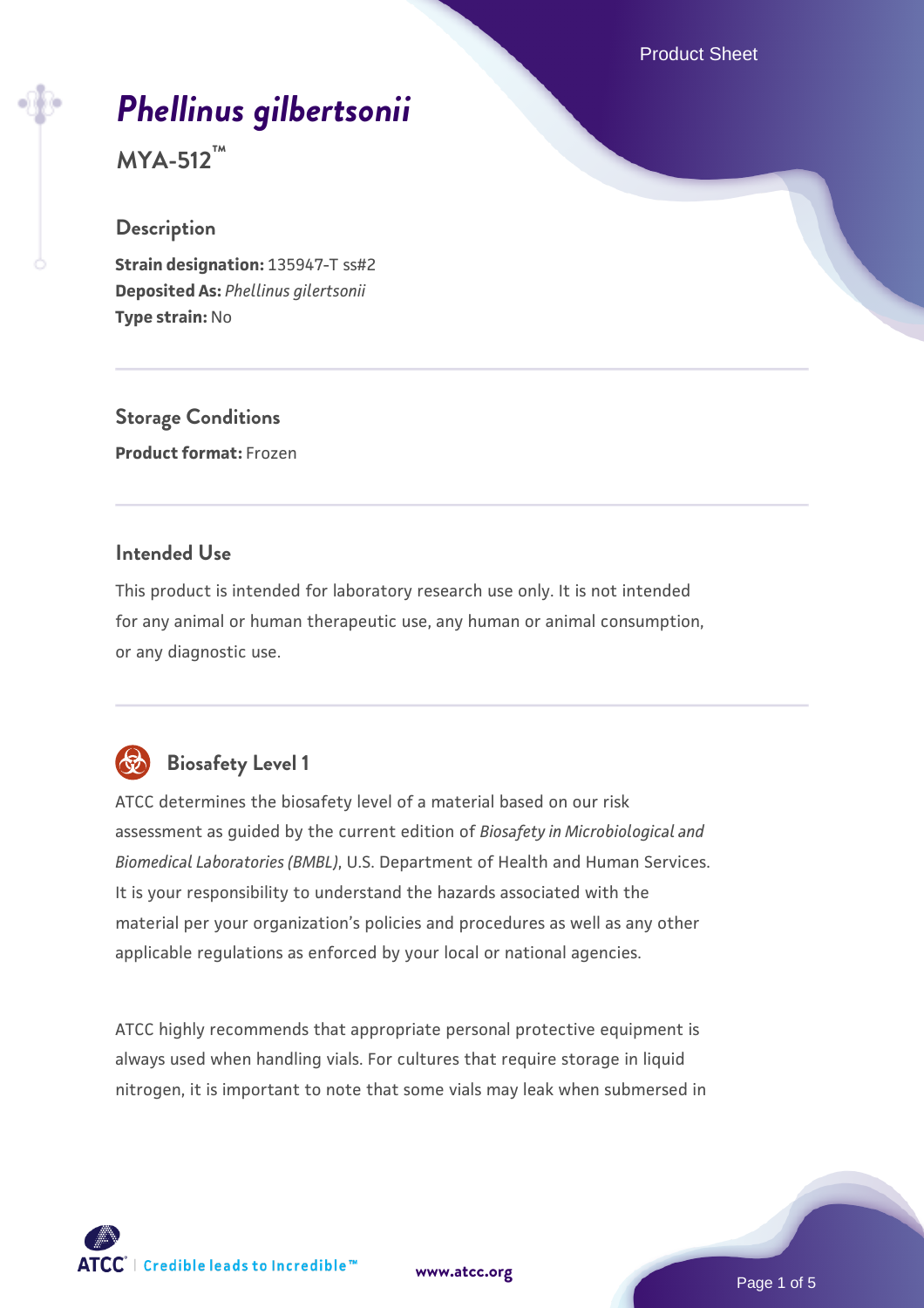# *Phellinus gilbertsonii*

**MYA-512™**

## Description

**Strain designation:** 135947-T ss#2
**Deposited As:** *Phellinus gilertsonii*
**Type strain:** No

## Storage Conditions

**Product format:** Frozen

## Intended Use

This product is intended for laboratory research use only. It is not intended for any animal or human therapeutic use, any human or animal consumption, or any diagnostic use.

## Biosafety Level 1

ATCC determines the biosafety level of a material based on our risk assessment as guided by the current edition of *Biosafety in Microbiological and Biomedical Laboratories (BMBL)*, U.S. Department of Health and Human Services. It is your responsibility to understand the hazards associated with the material per your organization's policies and procedures as well as any other applicable regulations as enforced by your local or national agencies.

ATCC highly recommends that appropriate personal protective equipment is always used when handling vials. For cultures that require storage in liquid nitrogen, it is important to note that some vials may leak when submersed in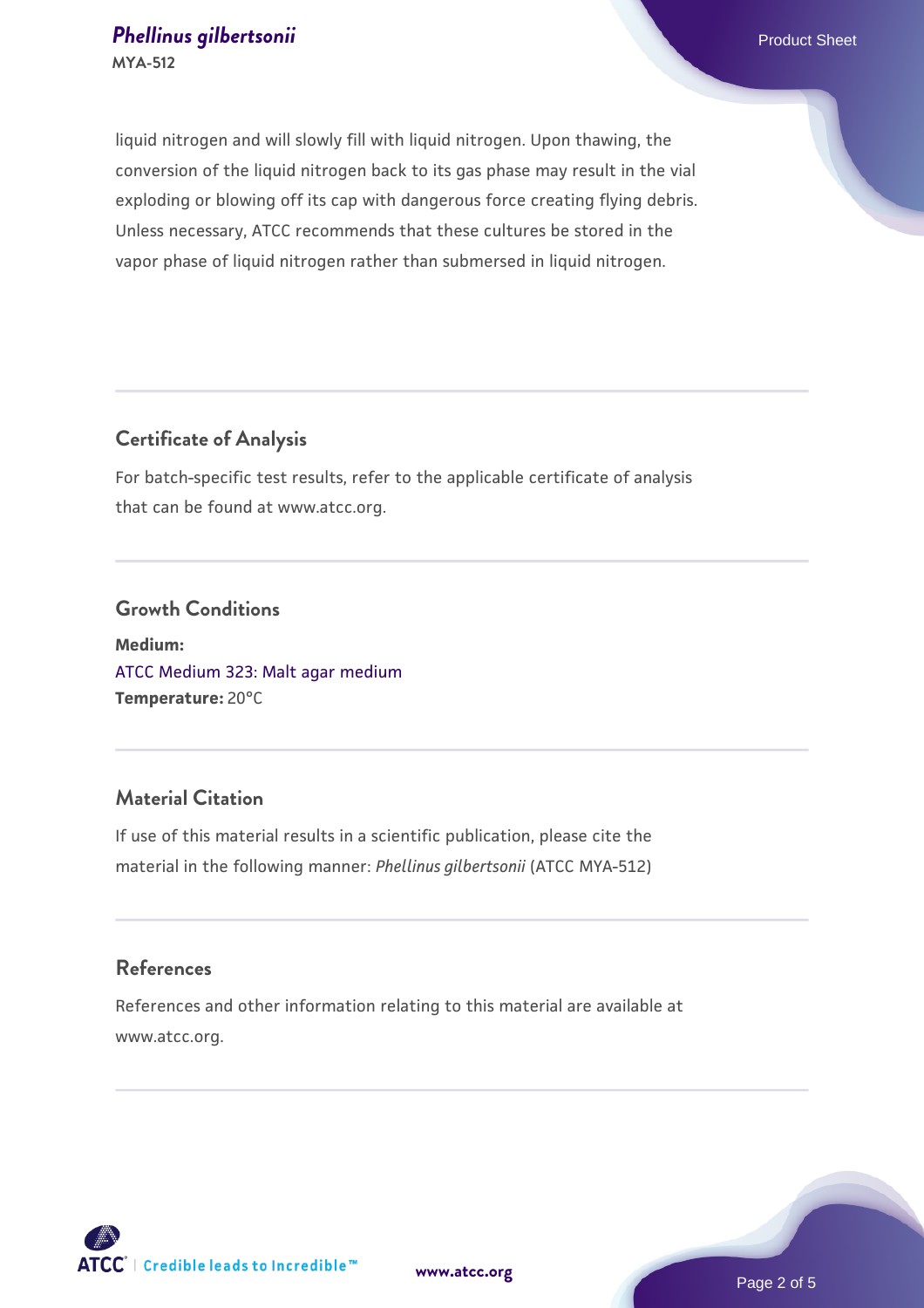liquid nitrogen and will slowly fill with liquid nitrogen. Upon thawing, the conversion of the liquid nitrogen back to its gas phase may result in the vial exploding or blowing off its cap with dangerous force creating flying debris. Unless necessary, ATCC recommends that these cultures be stored in the vapor phase of liquid nitrogen rather than submersed in liquid nitrogen.

## Certificate of Analysis

For batch-specific test results, refer to the applicable certificate of analysis that can be found at www.atcc.org.

## Growth Conditions

**Medium:**
ATCC Medium 323: Malt agar medium
**Temperature:** 20°C

## Material Citation

If use of this material results in a scientific publication, please cite the material in the following manner: *Phellinus gilbertsonii* (ATCC MYA-512)

## References

References and other information relating to this material are available at www.atcc.org.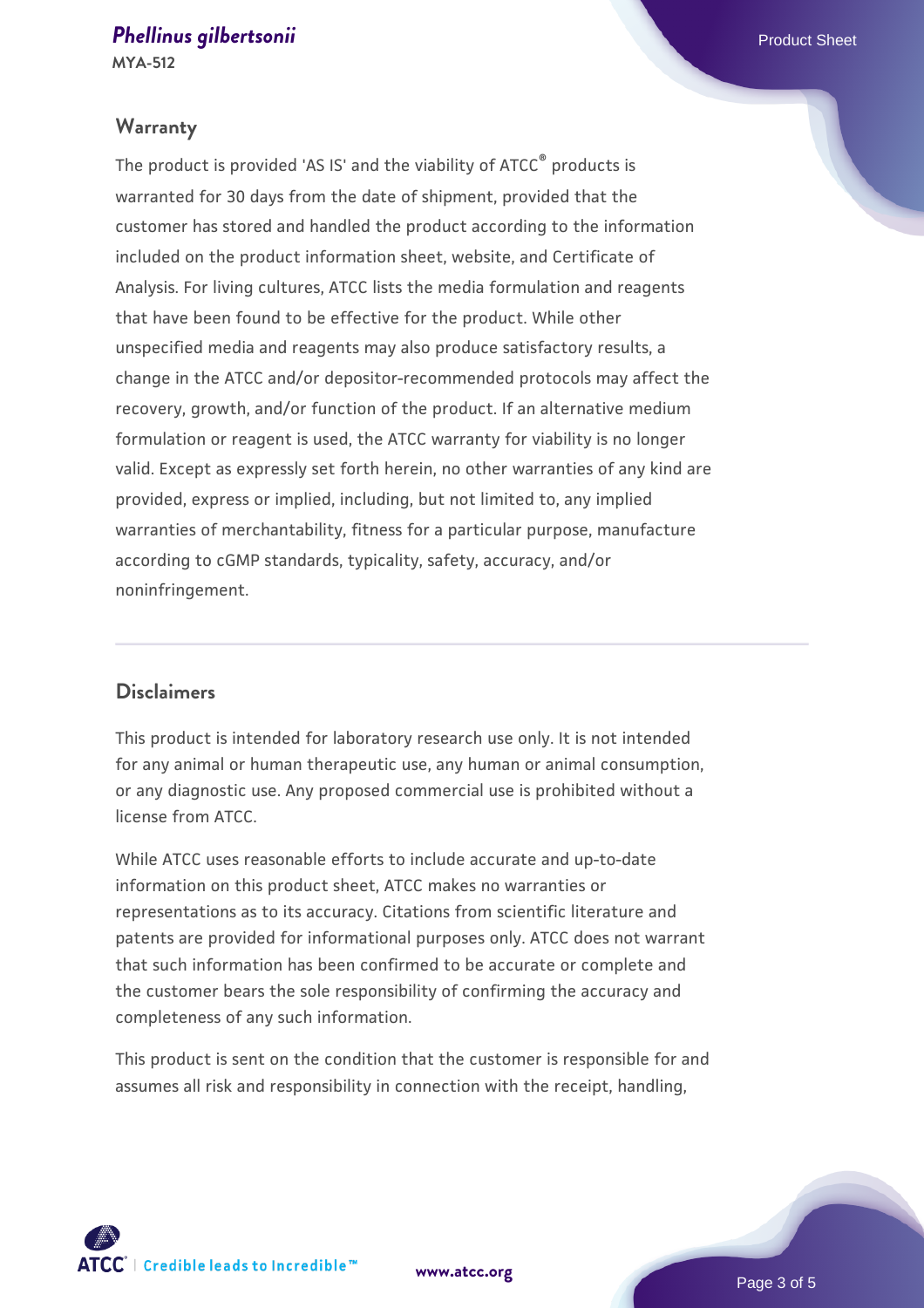## Warranty

The product is provided 'AS IS' and the viability of ATCC® products is warranted for 30 days from the date of shipment, provided that the customer has stored and handled the product according to the information included on the product information sheet, website, and Certificate of Analysis. For living cultures, ATCC lists the media formulation and reagents that have been found to be effective for the product. While other unspecified media and reagents may also produce satisfactory results, a change in the ATCC and/or depositor-recommended protocols may affect the recovery, growth, and/or function of the product. If an alternative medium formulation or reagent is used, the ATCC warranty for viability is no longer valid. Except as expressly set forth herein, no other warranties of any kind are provided, express or implied, including, but not limited to, any implied warranties of merchantability, fitness for a particular purpose, manufacture according to cGMP standards, typicality, safety, accuracy, and/or noninfringement.

## Disclaimers

This product is intended for laboratory research use only. It is not intended for any animal or human therapeutic use, any human or animal consumption, or any diagnostic use. Any proposed commercial use is prohibited without a license from ATCC.

While ATCC uses reasonable efforts to include accurate and up-to-date information on this product sheet, ATCC makes no warranties or representations as to its accuracy. Citations from scientific literature and patents are provided for informational purposes only. ATCC does not warrant that such information has been confirmed to be accurate or complete and the customer bears the sole responsibility of confirming the accuracy and completeness of any such information.

This product is sent on the condition that the customer is responsible for and assumes all risk and responsibility in connection with the receipt, handling,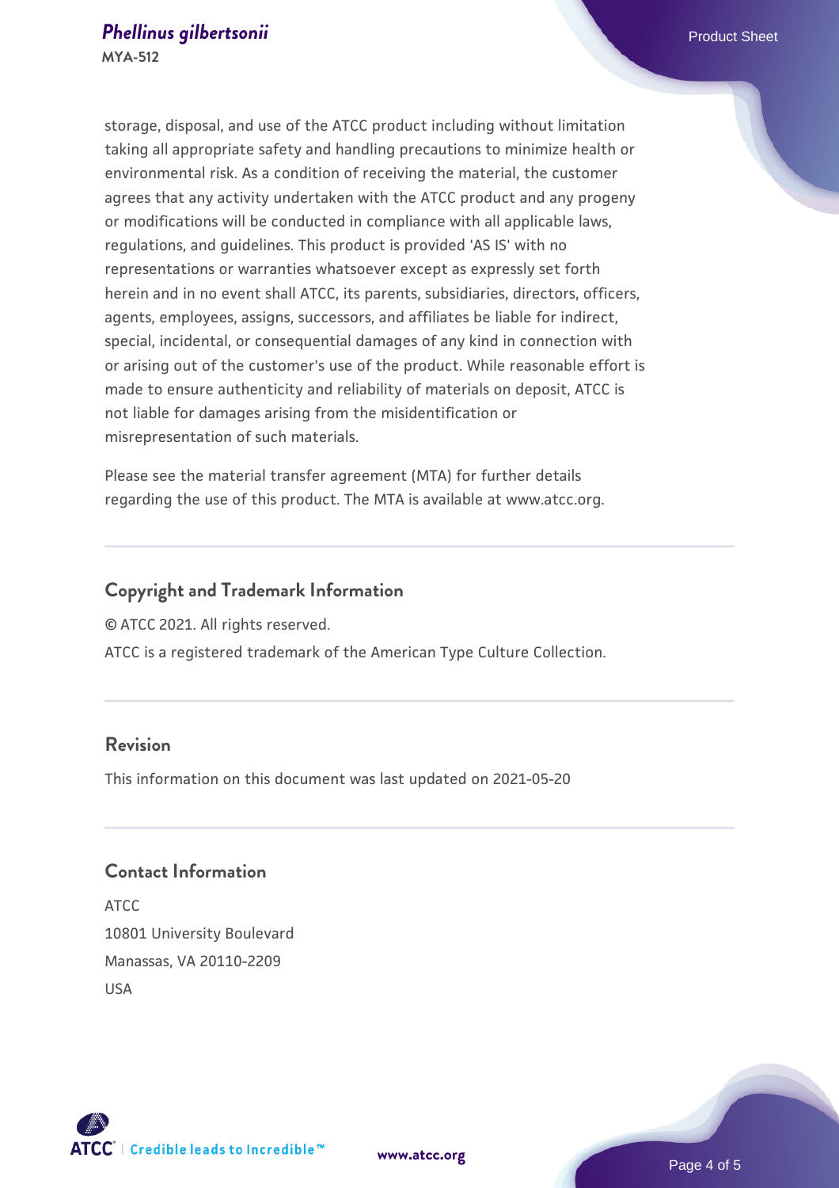storage, disposal, and use of the ATCC product including without limitation taking all appropriate safety and handling precautions to minimize health or environmental risk. As a condition of receiving the material, the customer agrees that any activity undertaken with the ATCC product and any progeny or modifications will be conducted in compliance with all applicable laws, regulations, and guidelines. This product is provided 'AS IS' with no representations or warranties whatsoever except as expressly set forth herein and in no event shall ATCC, its parents, subsidiaries, directors, officers, agents, employees, assigns, successors, and affiliates be liable for indirect, special, incidental, or consequential damages of any kind in connection with or arising out of the customer's use of the product. While reasonable effort is made to ensure authenticity and reliability of materials on deposit, ATCC is not liable for damages arising from the misidentification or misrepresentation of such materials.

Please see the material transfer agreement (MTA) for further details regarding the use of this product. The MTA is available at www.atcc.org.

## Copyright and Trademark Information

© ATCC 2021. All rights reserved.

ATCC is a registered trademark of the American Type Culture Collection.

## Revision

This information on this document was last updated on 2021-05-20

## Contact Information

ATCC
10801 University Boulevard
Manassas, VA 20110-2209
USA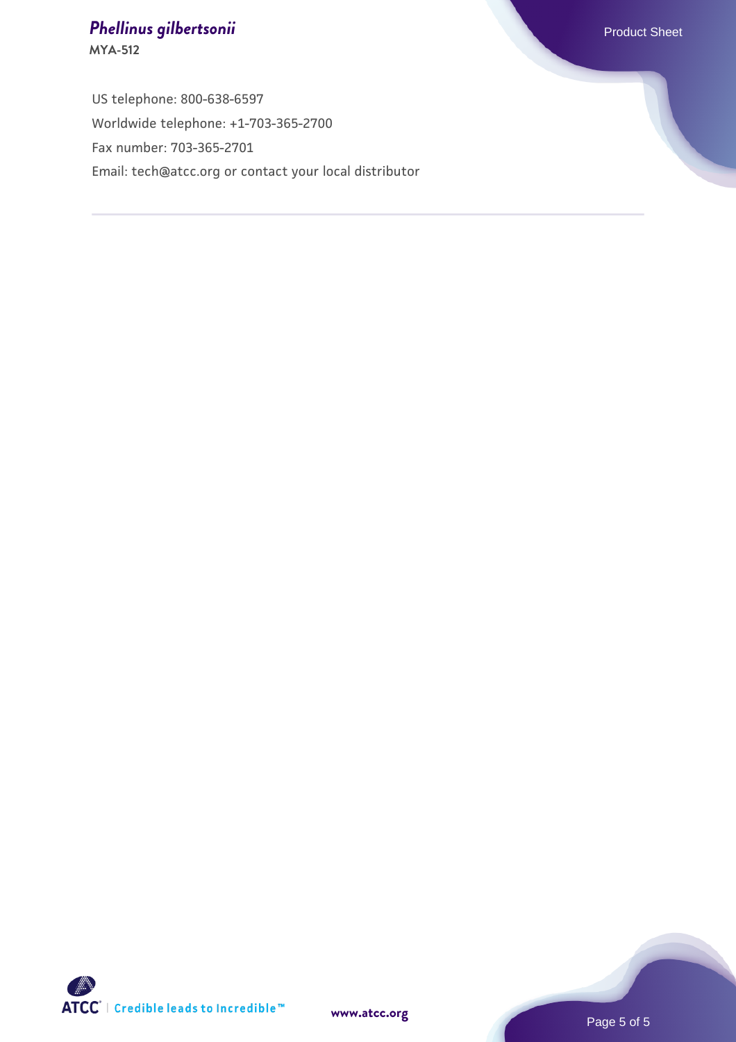US telephone: 800-638-6597

Worldwide telephone: +1-703-365-2700

Fax number: 703-365-2701

Email: tech@atcc.org or contact your local distributor